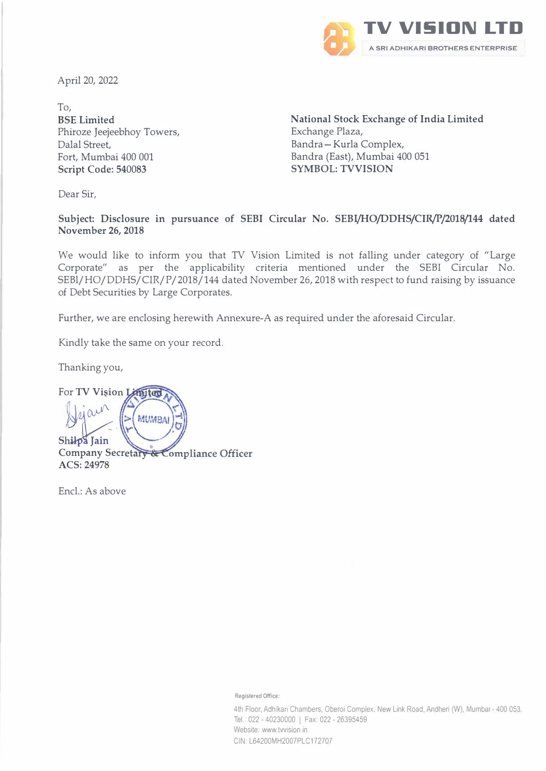# TV VISION LTD

A SRI ADHIKARI BROTHERS ENTERPRISE

April 20, 2022

To,

**BSE Limited**
Phiroze Jeejeebhoy Towers,
Dalal Street,
Fort, Mumbai 400 001
**Script Code: 540083**

**National Stock Exchange of India Limited**
Exchange Plaza,
Bandra – Kurla Complex,
Bandra (East), Mumbai 400 051
**SYMBOL: TVVISION**

Dear Sir,

**Subject: Disclosure in pursuance of SEBI Circular No. SEBI/HO/DDHS/CIR/P/2018/144 dated November 26, 2018**

We would like to inform you that TV Vision Limited is not falling under category of "Large Corporate" as per the applicability criteria mentioned under the SEBI Circular No. SEBI/HO/DDHS/CIR/P/2018/144 dated November 26, 2018 with respect to fund raising by issuance of Debt Securities by Large Corporates.

Further, we are enclosing herewith Annexure-A as required under the aforesaid Circular.

Kindly take the same on your record.

Thanking you,

For **TV Vision Limited**

**Shilpa Jain**
**Company Secretary & Compliance Officer**
**ACS: 24978**

Encl.: As above

Registered Office:
4th Floor, Adhikari Chambers, Oberoi Complex, New Link Road, Andheri (W), Mumbai - 400 053.
Tel.: 022 - 40230000 | Fax: 022 - 26395459
Website: www.tvvision.in
CIN: L64200MH2007PLC172707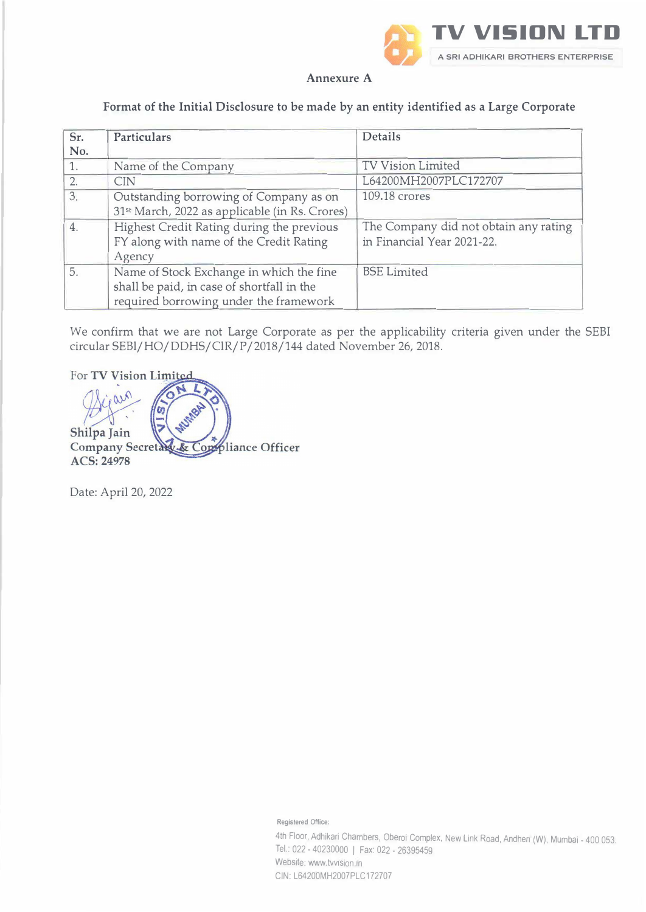TV VISION LTD

A SRI ADHIKARI BROTHERS ENTERPRISE

## Annexure A

### Format of the Initial Disclosure to be made by an entity identified as a Large Corporate

| Sr. No. | Particulars | Details |
|---|---|---|
| 1. | Name of the Company | TV Vision Limited |
| 2. | CIN | L64200MH2007PLC172707 |
| 3. | Outstanding borrowing of Company as on 31st March, 2022 as applicable (in Rs. Crores) | 109.18 crores |
| 4. | Highest Credit Rating during the previous FY along with name of the Credit Rating Agency | The Company did not obtain any rating in Financial Year 2021-22. |
| 5. | Name of Stock Exchange in which the fine shall be paid, in case of shortfall in the required borrowing under the framework | BSE Limited |

We confirm that we are not Large Corporate as per the applicability criteria given under the SEBI circular SEBI/HO/DDHS/CIR/P/2018/144 dated November 26, 2018.

For **TV Vision Limited**

**Shilpa Jain**
**Company Secretary & Compliance Officer**
**ACS: 24978**

Date: April 20, 2022

Registered Office:

4th Floor, Adhikari Chambers, Oberoi Complex, New Link Road, Andheri (W), Mumbai - 400 053.
Tel.: 022 - 40230000 | Fax: 022 - 26395459
Website: www.tvvision.in
CIN: L64200MH2007PLC172707